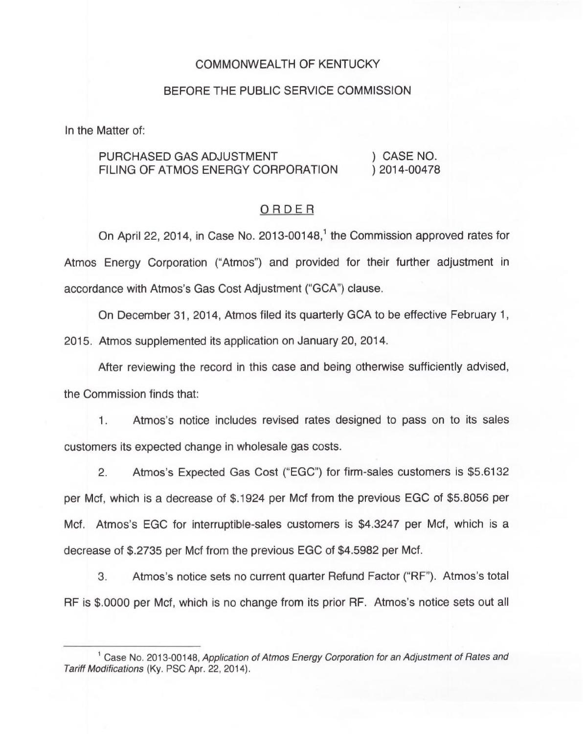COMMONWEALTH OF KENTUCKY

BEFORE THE PUBLIC SERVICE COMMISSION

In the Matter of:

PURCHASED GAS ADJUSTMENT FILING OF ATMOS ENERGY CORPORATION ) CASE NO. ) 2014-00478

## ORDER

On April 22, 2014, in Case No. 2013-00148,[1] the Commission approved rates for Atmos Energy Corporation ("Atmos") and provided for their further adjustment in accordance with Atmos's Gas Cost Adjustment ("GCA") clause.

On December 31, 2014, Atmos filed its quarterly GCA to be effective February 1, 2015. Atmos supplemented its application on January 20, 2014.

After reviewing the record in this case and being otherwise sufficiently advised, the Commission finds that:

1. Atmos's notice includes revised rates designed to pass on to its sales customers its expected change in wholesale gas costs.

2. Atmos's Expected Gas Cost ("EGC") for firm-sales customers is $5.6132 per Mcf, which is a decrease of $.1924 per Mcf from the previous EGC of $5.8056 per Mcf. Atmos's EGC for interruptible-sales customers is $4.3247 per Mcf, which is a decrease of $.2735 per Mcf from the previous EGC of $4.5982 per Mcf.

3. Atmos's notice sets no current quarter Refund Factor ("RF"). Atmos's total RF is $.0000 per Mcf, which is no change from its prior RF. Atmos's notice sets out all

[1] Case No. 2013-00148, *Application of Atmos Energy Corporation for an Adjustment of Rates and Tariff Modifications* (Ky. PSC Apr. 22, 2014).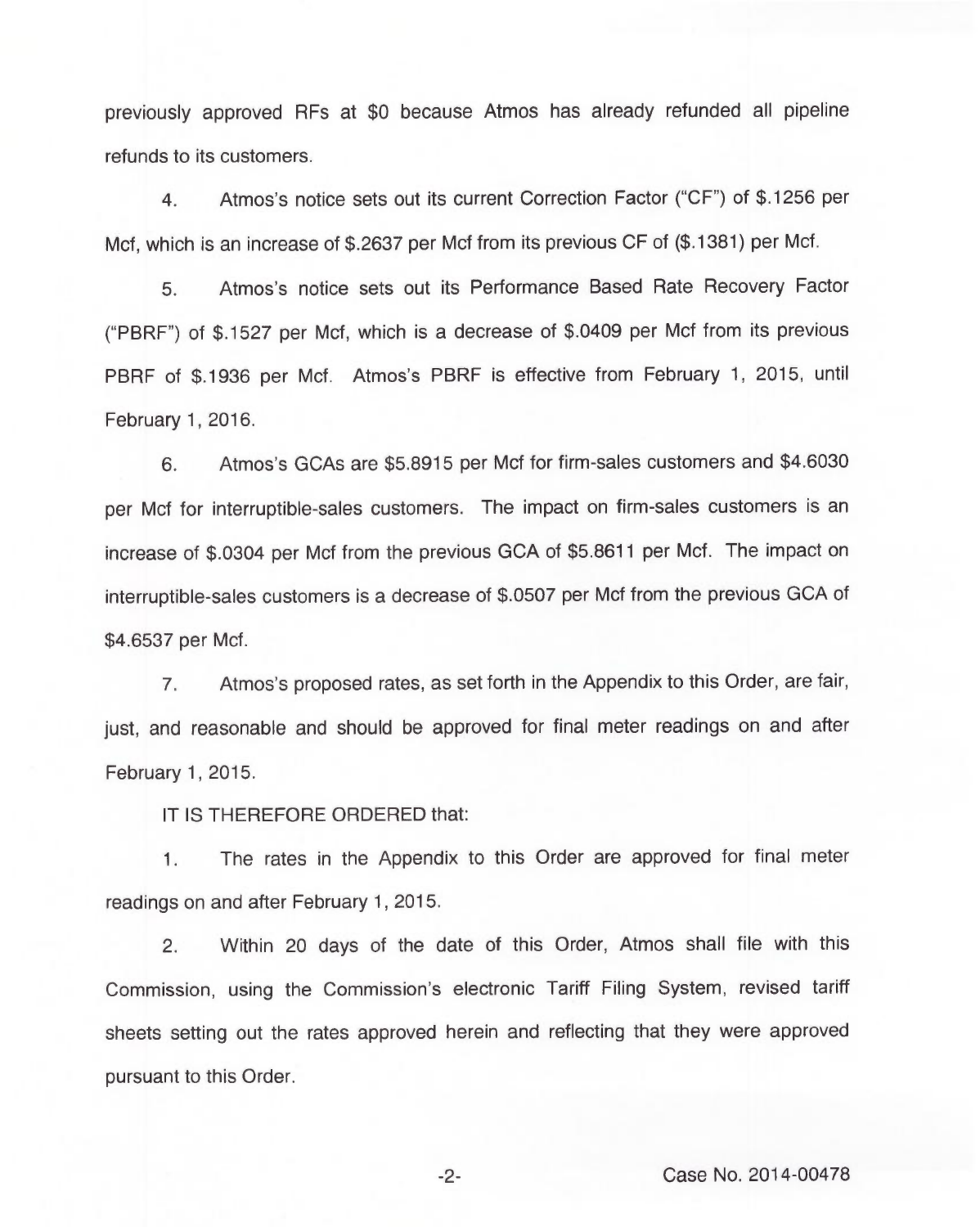previously approved RFs at $0 because Atmos has already refunded all pipeline refunds to its customers.

4. Atmos's notice sets out its current Correction Factor ("CF") of $.1256 per Mcf, which is an increase of $.2637 per Mcf from its previous CF of ($.1381) per Mcf.

5. Atmos's notice sets out its Performance Based Rate Recovery Factor ("PBRF") of $.1527 per Mcf, which is a decrease of $.0409 per Mcf from its previous PBRF of $.1936 per Mcf. Atmos's PBRF is effective from February 1, 2015, until February 1, 2016.

6. Atmos's GCAs are $5.8915 per Mcf for firm-sales customers and $4.6030 per Mcf for interruptible-sales customers. The impact on firm-sales customers is an increase of $.0304 per Mcf from the previous GCA of $5.8611 per Mcf. The impact on interruptible-sales customers is a decrease of $.0507 per Mcf from the previous GCA of $4.6537 per Mcf.

7. Atmos's proposed rates, as set forth in the Appendix to this Order, are fair, just, and reasonable and should be approved for final meter readings on and after February 1, 2015.

IT IS THEREFORE ORDERED that:

1. The rates in the Appendix to this Order are approved for final meter readings on and after February 1, 2015.

2. Within 20 days of the date of this Order, Atmos shall file with this Commission, using the Commission's electronic Tariff Filing System, revised tariff sheets setting out the rates approved herein and reflecting that they were approved pursuant to this Order.

Case No. 2014-00478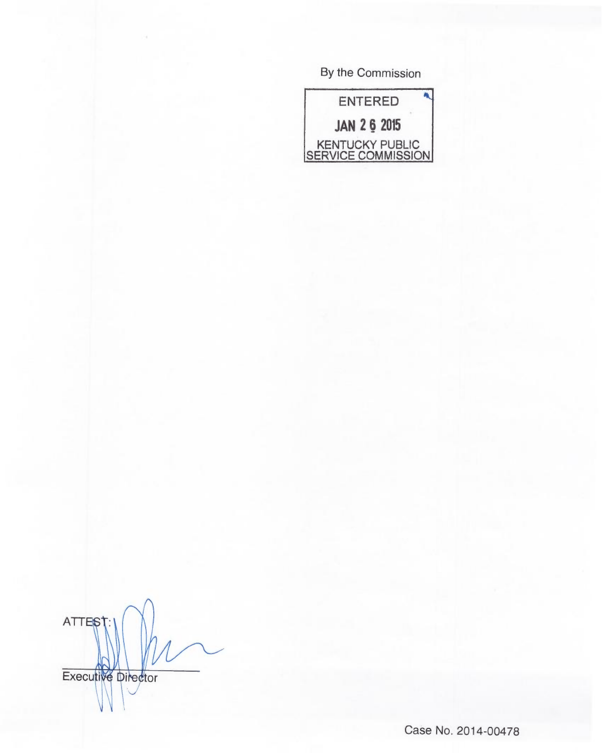By the Commission

ENTERED

JAN 2 6 2015

KENTUCKY PUBLIC SERVICE COMMISSION

ATTEST:

Executive Director

Case No. 2014-00478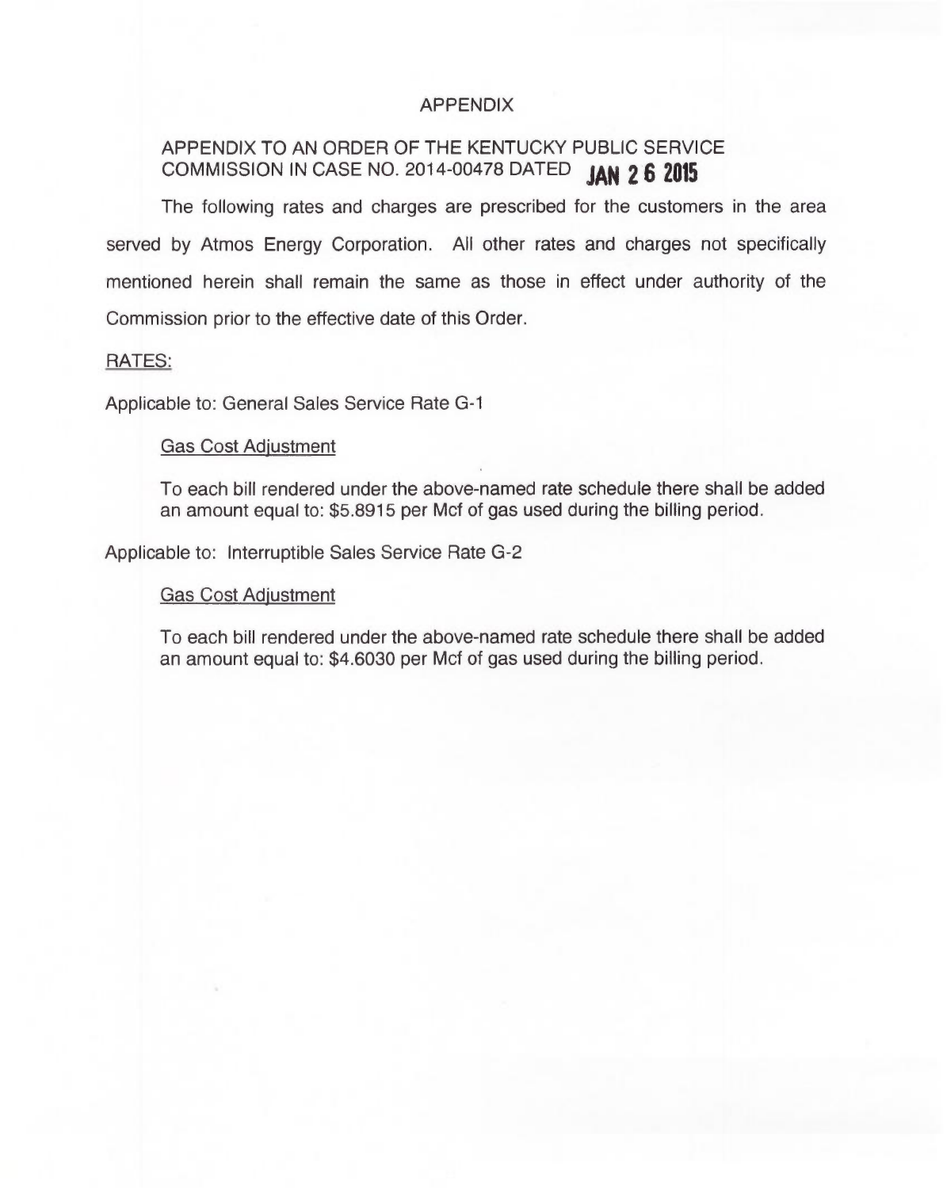# APPENDIX

APPENDIX TO AN ORDER OF THE KENTUCKY PUBLIC SERVICE COMMISSION IN CASE NO. 2014-00478 DATED **JAN 26 2015**

The following rates and charges are prescribed for the customers in the area served by Atmos Energy Corporation. All other rates and charges not specifically mentioned herein shall remain the same as those in effect under authority of the Commission prior to the effective date of this Order.

RATES:

Applicable to: General Sales Service Rate G-1

Gas Cost Adjustment

To each bill rendered under the above-named rate schedule there shall be added an amount equal to: $5.8915 per Mcf of gas used during the billing period.

Applicable to: Interruptible Sales Service Rate G-2

Gas Cost Adjustment

To each bill rendered under the above-named rate schedule there shall be added an amount equal to: $4.6030 per Mcf of gas used during the billing period.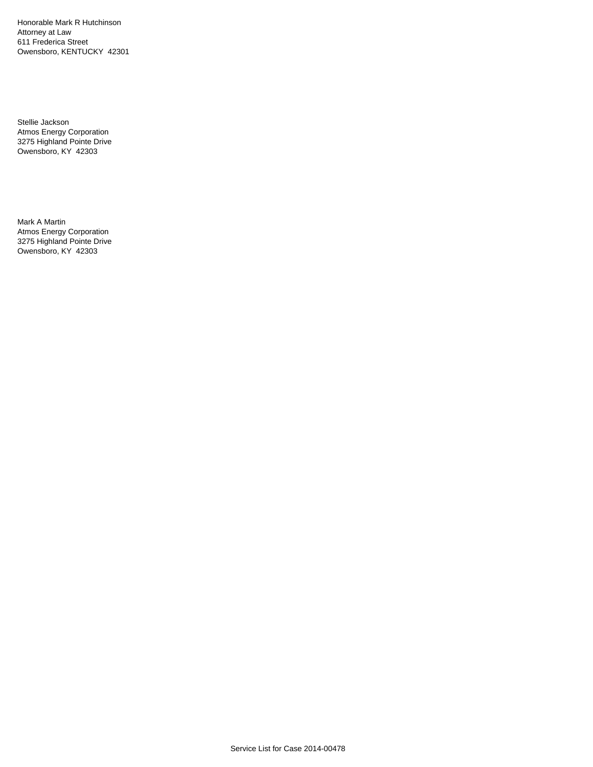Honorable Mark R Hutchinson
Attorney at Law
611 Frederica Street
Owensboro, KENTUCKY  42301

Stellie Jackson
Atmos Energy Corporation
3275 Highland Pointe Drive
Owensboro, KY  42303

Mark A Martin
Atmos Energy Corporation
3275 Highland Pointe Drive
Owensboro, KY  42303